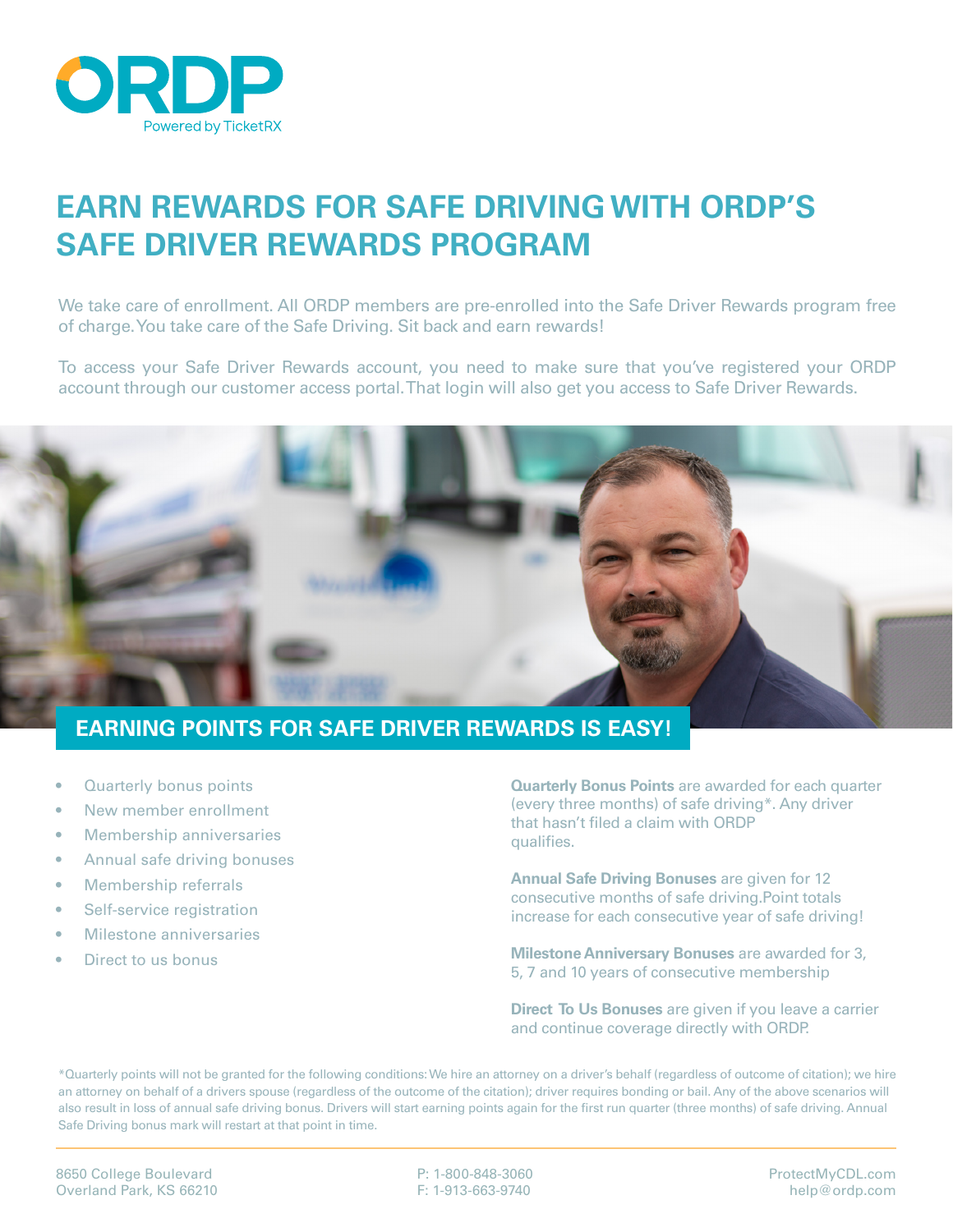ORDP

Powered by TicketRX

# EARN REWARDS FOR SAFE DRIVING WITH ORDP'S SAFE DRIVER REWARDS PROGRAM

We take care of enrollment. All ORDP members are pre-enrolled into the Safe Driver Rewards program free of charge. You take care of the Safe Driving. Sit back and earn rewards!

To access your Safe Driver Rewards account, you need to make sure that you've registered your ORDP account through our customer access portal. That login will also get you access to Safe Driver Rewards.

## EARNING POINTS FOR SAFE DRIVER REWARDS IS EASY!

- Quarterly bonus points
- New member enrollment
- Membership anniversaries
- Annual safe driving bonuses
- Membership referrals
- Self-service registration
- Milestone anniversaries
- Direct to us bonus

**Quarterly Bonus Points** are awarded for each quarter (every three months) of safe driving*. Any driver that hasn't filed a claim with ORDP qualifies.

**Annual Safe Driving Bonuses** are given for 12 consecutive months of safe driving.Point totals increase for each consecutive year of safe driving!

**Milestone Anniversary Bonuses** are awarded for 3, 5, 7 and 10 years of consecutive membership

**Direct To Us Bonuses** are given if you leave a carrier and continue coverage directly with ORDP.

*Quarterly points will not be granted for the following conditions: We hire an attorney on a driver's behalf (regardless of outcome of citation); we hire an attorney on behalf of a drivers spouse (regardless of the outcome of the citation); driver requires bonding or bail. Any of the above scenarios will also result in loss of annual safe driving bonus. Drivers will start earning points again for the first run quarter (three months) of safe driving. Annual Safe Driving bonus mark will restart at that point in time.

8650 College Boulevard
Overland Park, KS 66210

P: 1-800-848-3060
F: 1-913-663-9740

ProtectMyCDL.com
help@ordp.com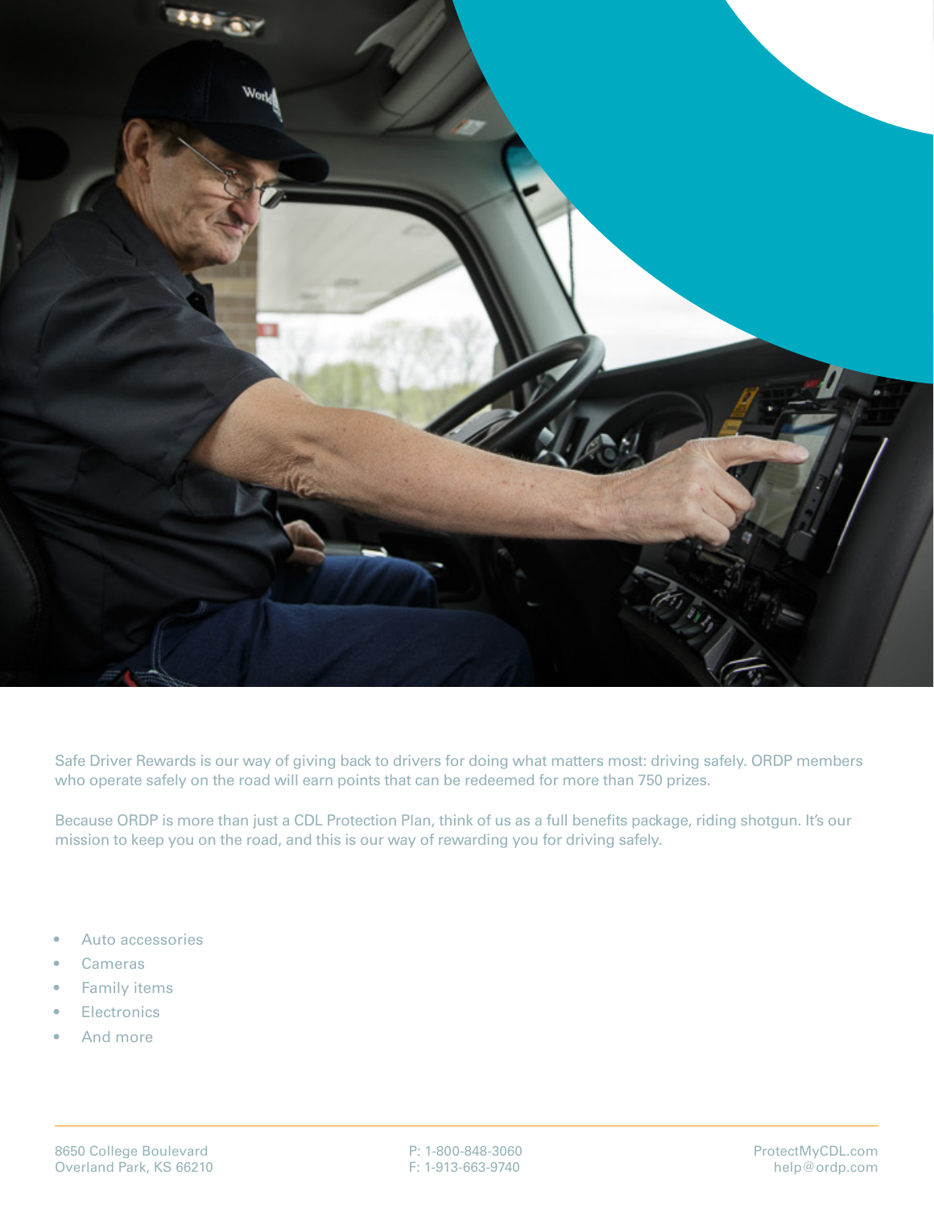Safe Driver Rewards is our way of giving back to drivers for doing what matters most: driving safely. ORDP members who operate safely on the road will earn points that can be redeemed for more than 750 prizes.

Because ORDP is more than just a CDL Protection Plan, think of us as a full benefits package, riding shotgun. It's our mission to keep you on the road, and this is our way of rewarding you for driving safely.

- Auto accessories
- Cameras
- Family items
- Electronics
- And more

8650 College Boulevard
Overland Park, KS 66210

P: 1-800-848-3060
F: 1-913-663-9740

ProtectMyCDL.com
help@ordp.com